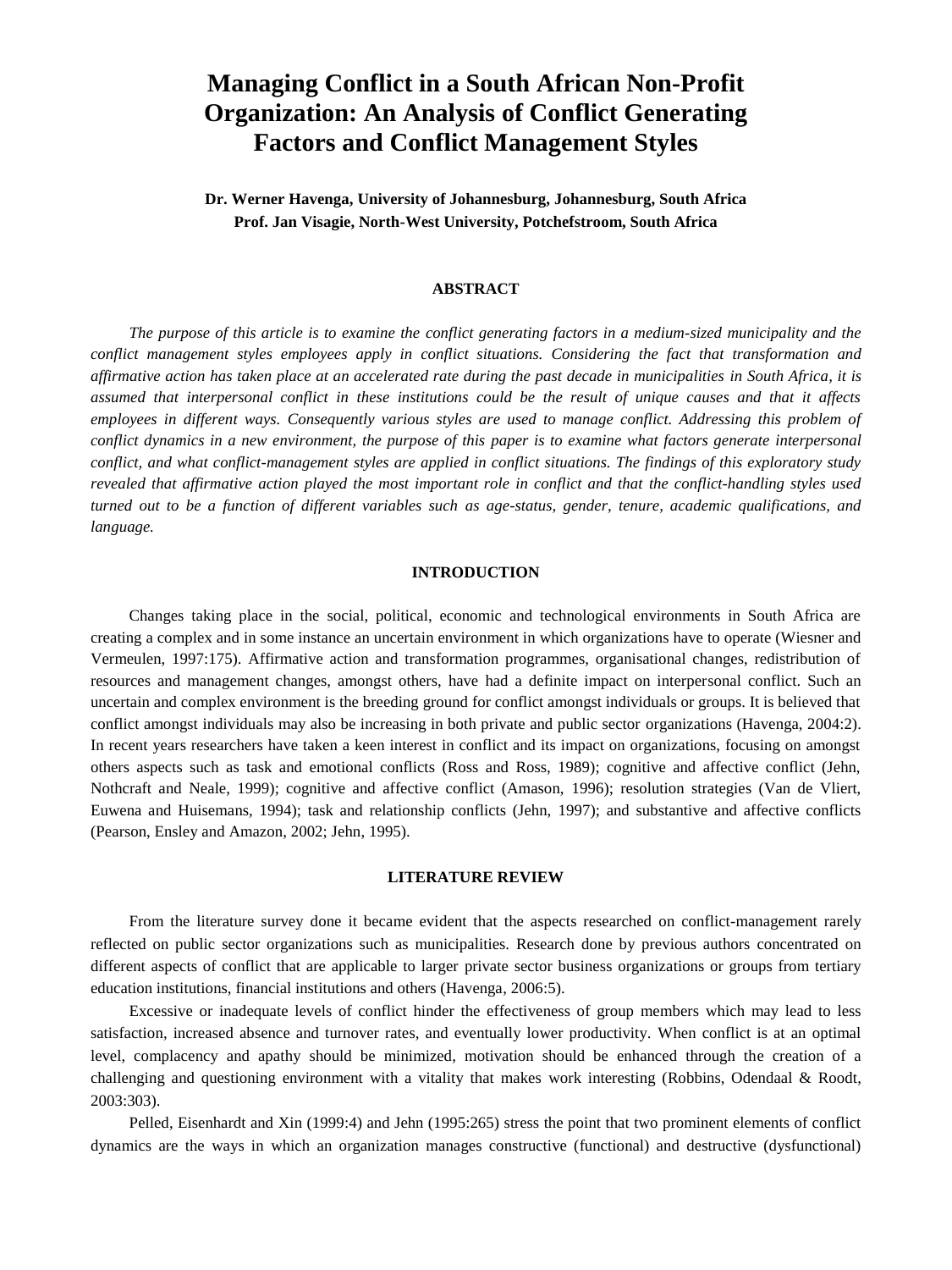# Managing Conflict in a South African Non-Profit Organization: An Analysis of Conflict Generating Factors and Conflict Management Styles

**Dr. Werner Havenga, University of Johannesburg, Johannesburg, South Africa**
**Prof. Jan Visagie, North-West University, Potchefstroom, South Africa**

## ABSTRACT

*The purpose of this article is to examine the conflict generating factors in a medium-sized municipality and the conflict management styles employees apply in conflict situations. Considering the fact that transformation and affirmative action has taken place at an accelerated rate during the past decade in municipalities in South Africa, it is assumed that interpersonal conflict in these institutions could be the result of unique causes and that it affects employees in different ways. Consequently various styles are used to manage conflict. Addressing this problem of conflict dynamics in a new environment, the purpose of this paper is to examine what factors generate interpersonal conflict, and what conflict-management styles are applied in conflict situations. The findings of this exploratory study revealed that affirmative action played the most important role in conflict and that the conflict-handling styles used turned out to be a function of different variables such as age-status, gender, tenure, academic qualifications, and language.*

## INTRODUCTION

Changes taking place in the social, political, economic and technological environments in South Africa are creating a complex and in some instance an uncertain environment in which organizations have to operate (Wiesner and Vermeulen, 1997:175). Affirmative action and transformation programmes, organisational changes, redistribution of resources and management changes, amongst others, have had a definite impact on interpersonal conflict. Such an uncertain and complex environment is the breeding ground for conflict amongst individuals or groups. It is believed that conflict amongst individuals may also be increasing in both private and public sector organizations (Havenga, 2004:2). In recent years researchers have taken a keen interest in conflict and its impact on organizations, focusing on amongst others aspects such as task and emotional conflicts (Ross and Ross, 1989); cognitive and affective conflict (Jehn, Nothcraft and Neale, 1999); cognitive and affective conflict (Amason, 1996); resolution strategies (Van de Vliert, Euwena and Huisemans, 1994); task and relationship conflicts (Jehn, 1997); and substantive and affective conflicts (Pearson, Ensley and Amazon, 2002; Jehn, 1995).

## LITERATURE REVIEW

From the literature survey done it became evident that the aspects researched on conflict-management rarely reflected on public sector organizations such as municipalities. Research done by previous authors concentrated on different aspects of conflict that are applicable to larger private sector business organizations or groups from tertiary education institutions, financial institutions and others (Havenga, 2006:5).

Excessive or inadequate levels of conflict hinder the effectiveness of group members which may lead to less satisfaction, increased absence and turnover rates, and eventually lower productivity. When conflict is at an optimal level, complacency and apathy should be minimized, motivation should be enhanced through the creation of a challenging and questioning environment with a vitality that makes work interesting (Robbins, Odendaal & Roodt, 2003:303).

Pelled, Eisenhardt and Xin (1999:4) and Jehn (1995:265) stress the point that two prominent elements of conflict dynamics are the ways in which an organization manages constructive (functional) and destructive (dysfunctional)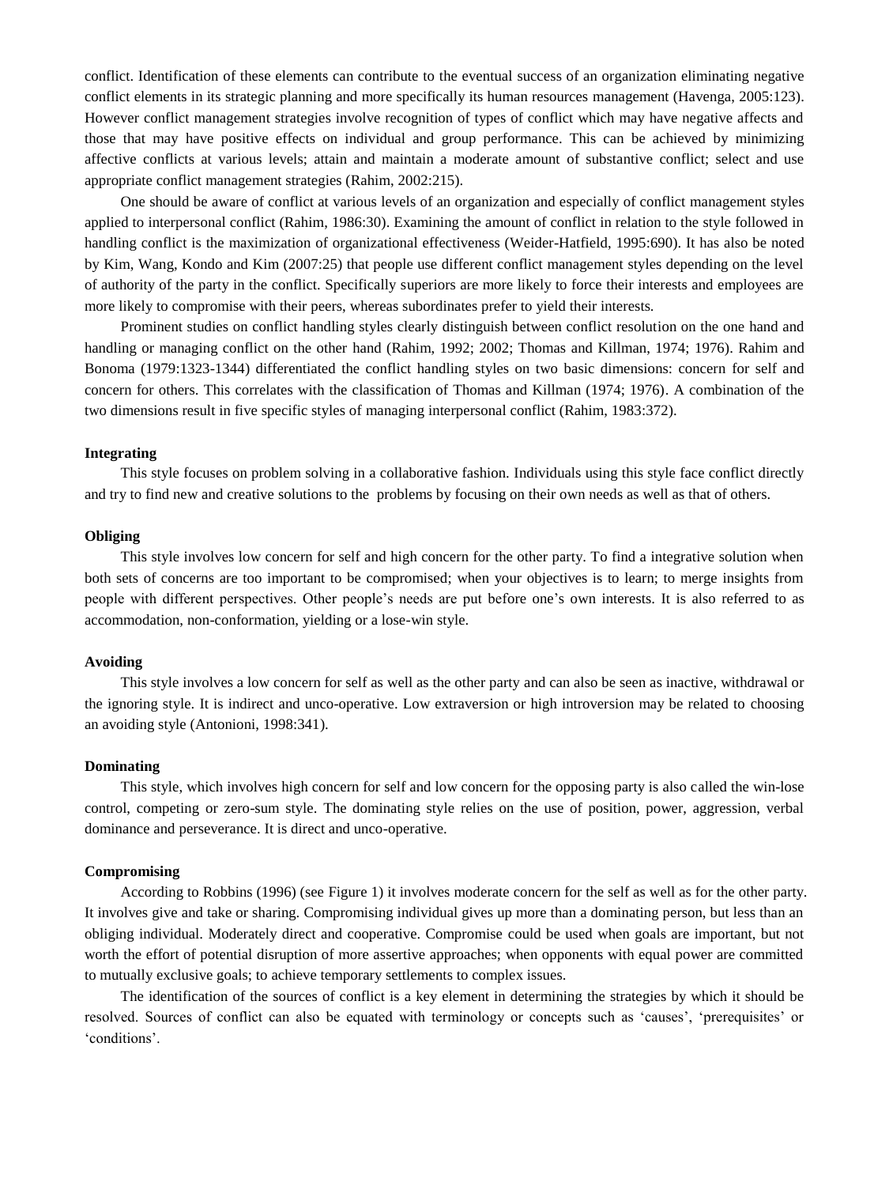conflict. Identification of these elements can contribute to the eventual success of an organization eliminating negative conflict elements in its strategic planning and more specifically its human resources management (Havenga, 2005:123). However conflict management strategies involve recognition of types of conflict which may have negative affects and those that may have positive effects on individual and group performance. This can be achieved by minimizing affective conflicts at various levels; attain and maintain a moderate amount of substantive conflict; select and use appropriate conflict management strategies (Rahim, 2002:215).

One should be aware of conflict at various levels of an organization and especially of conflict management styles applied to interpersonal conflict (Rahim, 1986:30). Examining the amount of conflict in relation to the style followed in handling conflict is the maximization of organizational effectiveness (Weider-Hatfield, 1995:690). It has also been noted by Kim, Wang, Kondo and Kim (2007:25) that people use different conflict management styles depending on the level of authority of the party in the conflict. Specifically superiors are more likely to force their interests and employees are more likely to compromise with their peers, whereas subordinates prefer to yield their interests.

Prominent studies on conflict handling styles clearly distinguish between conflict resolution on the one hand and handling or managing conflict on the other hand (Rahim, 1992; 2002; Thomas and Killman, 1974; 1976). Rahim and Bonoma (1979:1323-1344) differentiated the conflict handling styles on two basic dimensions: concern for self and concern for others. This correlates with the classification of Thomas and Killman (1974; 1976). A combination of the two dimensions result in five specific styles of managing interpersonal conflict (Rahim, 1983:372).

**Integrating**

This style focuses on problem solving in a collaborative fashion. Individuals using this style face conflict directly and try to find new and creative solutions to the problems by focusing on their own needs as well as that of others.

**Obliging**

This style involves low concern for self and high concern for the other party. To find a integrative solution when both sets of concerns are too important to be compromised; when your objectives is to learn; to merge insights from people with different perspectives. Other people's needs are put before one's own interests. It is also referred to as accommodation, non-conformation, yielding or a lose-win style.

**Avoiding**

This style involves a low concern for self as well as the other party and can also be seen as inactive, withdrawal or the ignoring style. It is indirect and unco-operative. Low extraversion or high introversion may be related to choosing an avoiding style (Antonioni, 1998:341).

**Dominating**

This style, which involves high concern for self and low concern for the opposing party is also called the win-lose control, competing or zero-sum style. The dominating style relies on the use of position, power, aggression, verbal dominance and perseverance. It is direct and unco-operative.

**Compromising**

According to Robbins (1996) (see Figure 1) it involves moderate concern for the self as well as for the other party. It involves give and take or sharing. Compromising individual gives up more than a dominating person, but less than an obliging individual. Moderately direct and cooperative. Compromise could be used when goals are important, but not worth the effort of potential disruption of more assertive approaches; when opponents with equal power are committed to mutually exclusive goals; to achieve temporary settlements to complex issues.

The identification of the sources of conflict is a key element in determining the strategies by which it should be resolved. Sources of conflict can also be equated with terminology or concepts such as 'causes', 'prerequisites' or 'conditions'.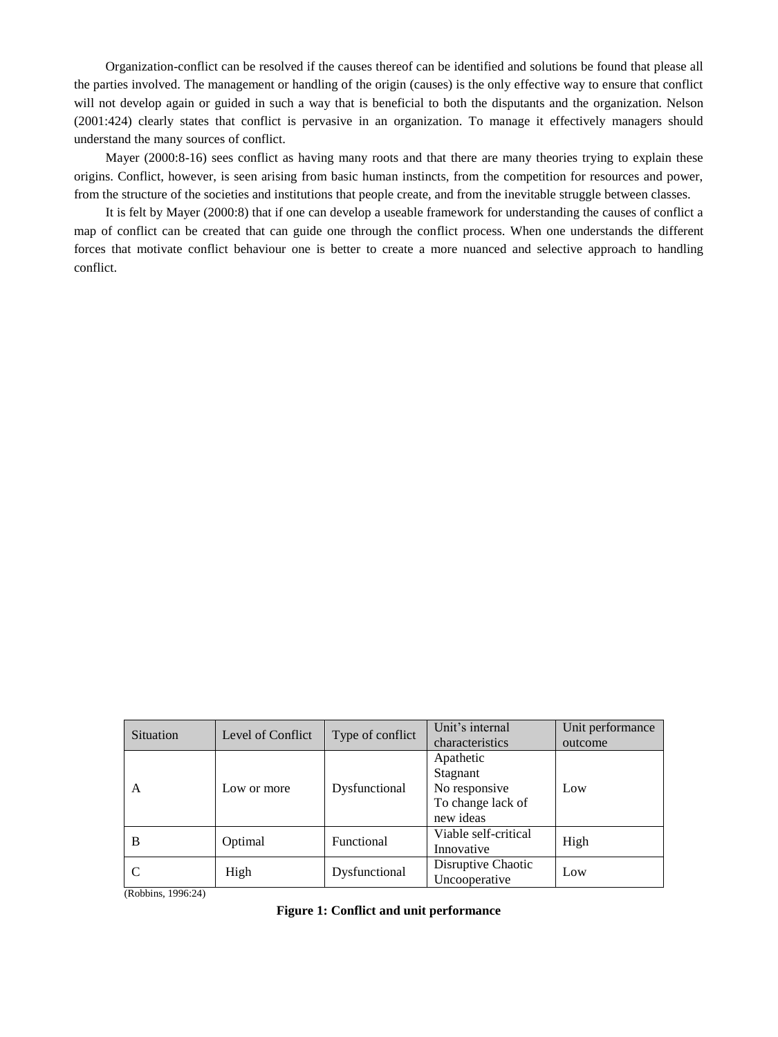Organization-conflict can be resolved if the causes thereof can be identified and solutions be found that please all the parties involved. The management or handling of the origin (causes) is the only effective way to ensure that conflict will not develop again or guided in such a way that is beneficial to both the disputants and the organization. Nelson (2001:424) clearly states that conflict is pervasive in an organization. To manage it effectively managers should understand the many sources of conflict.

Mayer (2000:8-16) sees conflict as having many roots and that there are many theories trying to explain these origins. Conflict, however, is seen arising from basic human instincts, from the competition for resources and power, from the structure of the societies and institutions that people create, and from the inevitable struggle between classes.

It is felt by Mayer (2000:8) that if one can develop a useable framework for understanding the causes of conflict a map of conflict can be created that can guide one through the conflict process. When one understands the different forces that motivate conflict behaviour one is better to create a more nuanced and selective approach to handling conflict.

| Situation | Level of Conflict | Type of conflict | Unit's internal characteristics | Unit performance outcome |
|---|---|---|---|---|
| A | Low or more | Dysfunctional | Apathetic Stagnant No responsive To change lack of new ideas | Low |
| B | Optimal | Functional | Viable self-critical Innovative | High |
| C | High | Dysfunctional | Disruptive Chaotic Uncooperative | Low |

(Robbins, 1996:24)

**Figure 1: Conflict and unit performance**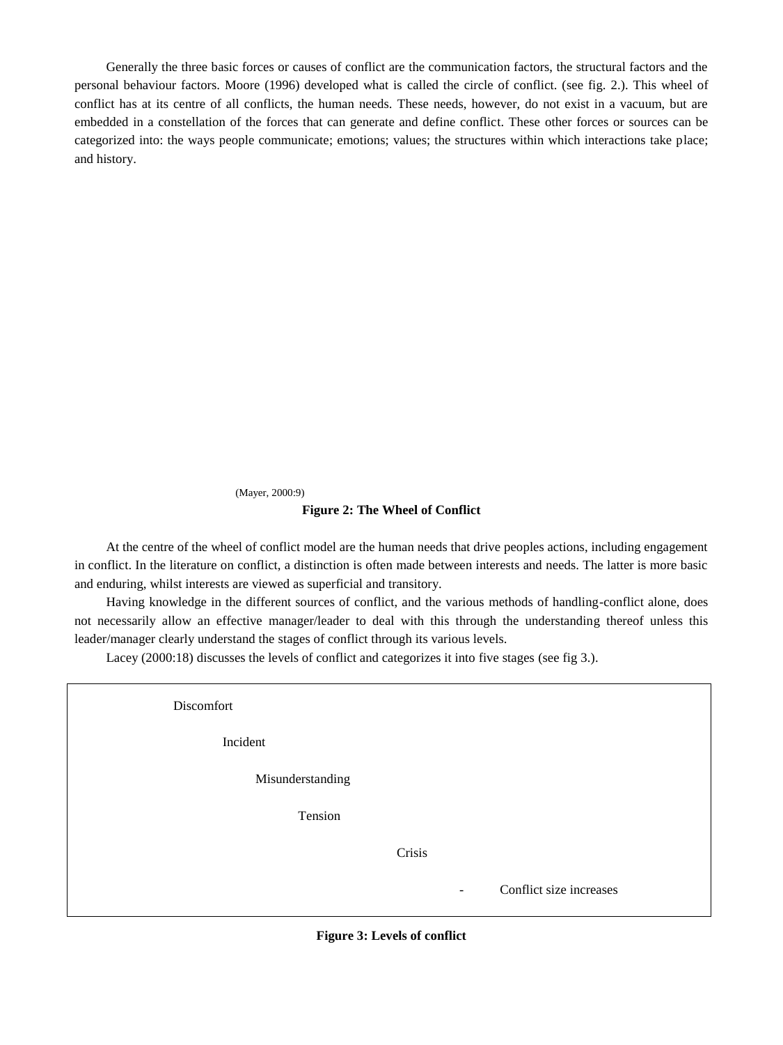Generally the three basic forces or causes of conflict are the communication factors, the structural factors and the personal behaviour factors. Moore (1996) developed what is called the circle of conflict. (see fig. 2.). This wheel of conflict has at its centre of all conflicts, the human needs. These needs, however, do not exist in a vacuum, but are embedded in a constellation of the forces that can generate and define conflict. These other forces or sources can be categorized into: the ways people communicate; emotions; values; the structures within which interactions take place; and history.

(Mayer, 2000:9)

**Figure 2: The Wheel of Conflict**

At the centre of the wheel of conflict model are the human needs that drive peoples actions, including engagement in conflict. In the literature on conflict, a distinction is often made between interests and needs. The latter is more basic and enduring, whilst interests are viewed as superficial and transitory.

Having knowledge in the different sources of conflict, and the various methods of handling-conflict alone, does not necessarily allow an effective manager/leader to deal with this through the understanding thereof unless this leader/manager clearly understand the stages of conflict through its various levels.

Lacey (2000:18) discusses the levels of conflict and categorizes it into five stages (see fig 3.).

Discomfort

Incident

Misunderstanding

Tension

Crisis

- Conflict size increases

**Figure 3: Levels of conflict**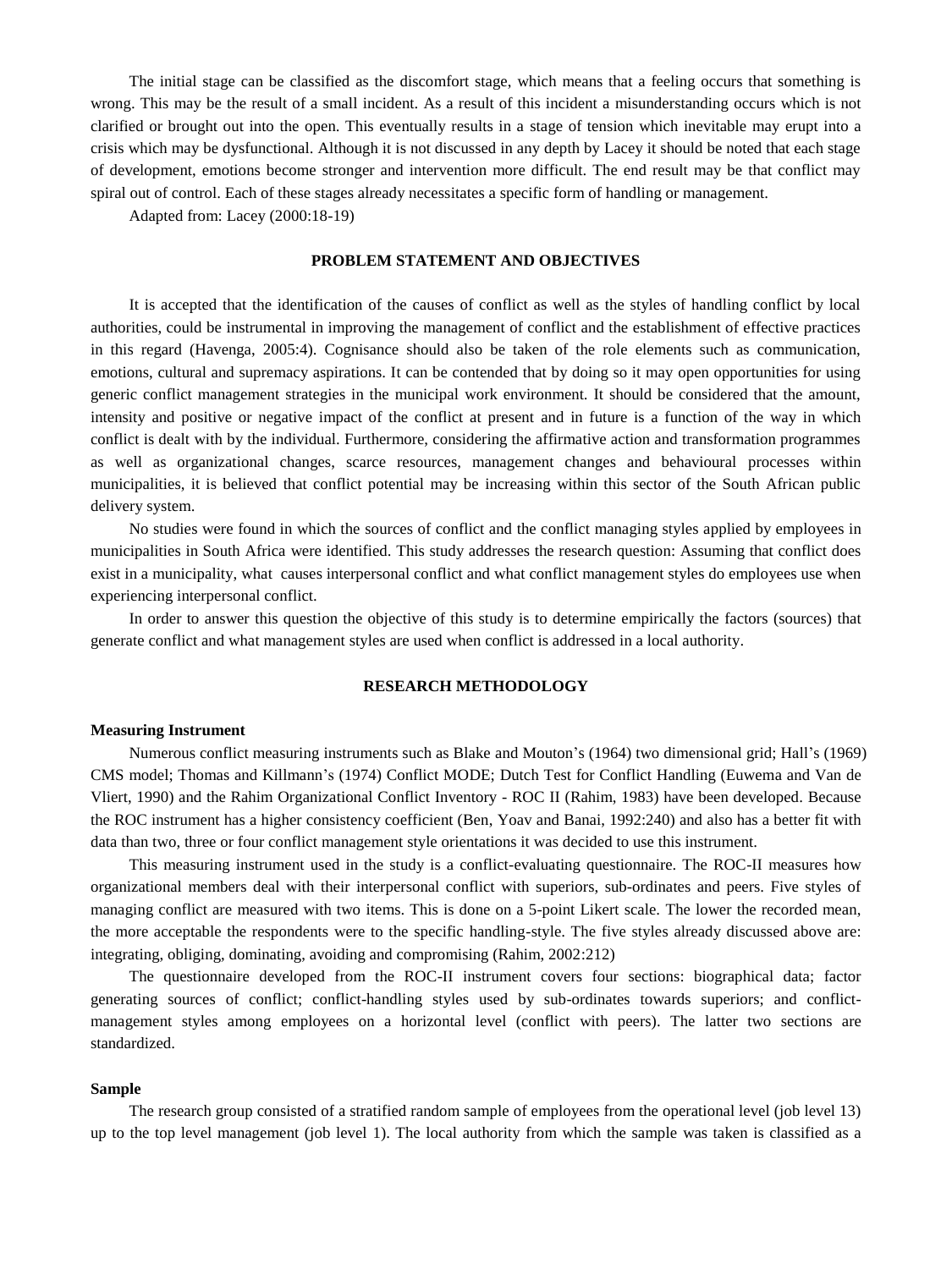The initial stage can be classified as the discomfort stage, which means that a feeling occurs that something is wrong. This may be the result of a small incident. As a result of this incident a misunderstanding occurs which is not clarified or brought out into the open. This eventually results in a stage of tension which inevitable may erupt into a crisis which may be dysfunctional. Although it is not discussed in any depth by Lacey it should be noted that each stage of development, emotions become stronger and intervention more difficult. The end result may be that conflict may spiral out of control. Each of these stages already necessitates a specific form of handling or management.

Adapted from: Lacey (2000:18-19)

## PROBLEM STATEMENT AND OBJECTIVES

It is accepted that the identification of the causes of conflict as well as the styles of handling conflict by local authorities, could be instrumental in improving the management of conflict and the establishment of effective practices in this regard (Havenga, 2005:4). Cognisance should also be taken of the role elements such as communication, emotions, cultural and supremacy aspirations. It can be contended that by doing so it may open opportunities for using generic conflict management strategies in the municipal work environment. It should be considered that the amount, intensity and positive or negative impact of the conflict at present and in future is a function of the way in which conflict is dealt with by the individual. Furthermore, considering the affirmative action and transformation programmes as well as organizational changes, scarce resources, management changes and behavioural processes within municipalities, it is believed that conflict potential may be increasing within this sector of the South African public delivery system.

No studies were found in which the sources of conflict and the conflict managing styles applied by employees in municipalities in South Africa were identified. This study addresses the research question: Assuming that conflict does exist in a municipality, what causes interpersonal conflict and what conflict management styles do employees use when experiencing interpersonal conflict.

In order to answer this question the objective of this study is to determine empirically the factors (sources) that generate conflict and what management styles are used when conflict is addressed in a local authority.

## RESEARCH METHODOLOGY

### Measuring Instrument

Numerous conflict measuring instruments such as Blake and Mouton's (1964) two dimensional grid; Hall's (1969) CMS model; Thomas and Killmann's (1974) Conflict MODE; Dutch Test for Conflict Handling (Euwema and Van de Vliert, 1990) and the Rahim Organizational Conflict Inventory - ROC II (Rahim, 1983) have been developed. Because the ROC instrument has a higher consistency coefficient (Ben, Yoav and Banai, 1992:240) and also has a better fit with data than two, three or four conflict management style orientations it was decided to use this instrument.

This measuring instrument used in the study is a conflict-evaluating questionnaire. The ROC-II measures how organizational members deal with their interpersonal conflict with superiors, sub-ordinates and peers. Five styles of managing conflict are measured with two items. This is done on a 5-point Likert scale. The lower the recorded mean, the more acceptable the respondents were to the specific handling-style. The five styles already discussed above are: integrating, obliging, dominating, avoiding and compromising (Rahim, 2002:212)

The questionnaire developed from the ROC-II instrument covers four sections: biographical data; factor generating sources of conflict; conflict-handling styles used by sub-ordinates towards superiors; and conflict-management styles among employees on a horizontal level (conflict with peers). The latter two sections are standardized.

### Sample

The research group consisted of a stratified random sample of employees from the operational level (job level 13) up to the top level management (job level 1). The local authority from which the sample was taken is classified as a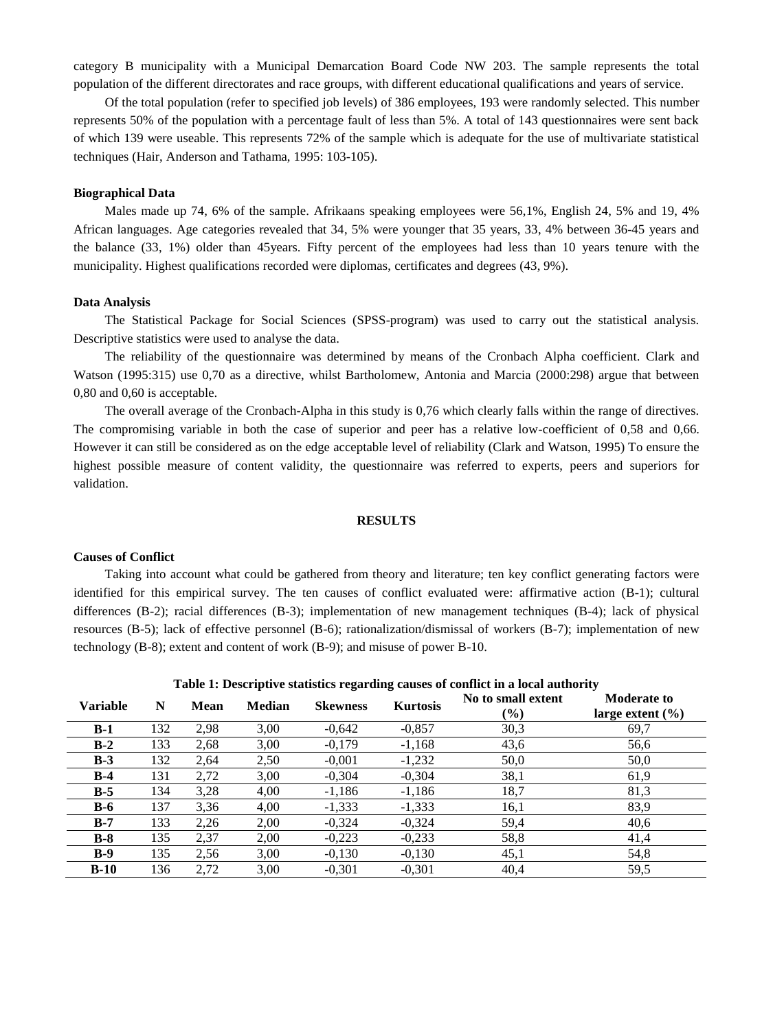category B municipality with a Municipal Demarcation Board Code NW 203. The sample represents the total population of the different directorates and race groups, with different educational qualifications and years of service.

Of the total population (refer to specified job levels) of 386 employees, 193 were randomly selected. This number represents 50% of the population with a percentage fault of less than 5%. A total of 143 questionnaires were sent back of which 139 were useable. This represents 72% of the sample which is adequate for the use of multivariate statistical techniques (Hair, Anderson and Tathama, 1995: 103-105).

### Biographical Data

Males made up 74, 6% of the sample. Afrikaans speaking employees were 56,1%, English 24, 5% and 19, 4% African languages. Age categories revealed that 34, 5% were younger that 35 years, 33, 4% between 36-45 years and the balance (33, 1%) older than 45years. Fifty percent of the employees had less than 10 years tenure with the municipality. Highest qualifications recorded were diplomas, certificates and degrees (43, 9%).

### Data Analysis

The Statistical Package for Social Sciences (SPSS-program) was used to carry out the statistical analysis. Descriptive statistics were used to analyse the data.

The reliability of the questionnaire was determined by means of the Cronbach Alpha coefficient. Clark and Watson (1995:315) use 0,70 as a directive, whilst Bartholomew, Antonia and Marcia (2000:298) argue that between 0,80 and 0,60 is acceptable.

The overall average of the Cronbach-Alpha in this study is 0,76 which clearly falls within the range of directives. The compromising variable in both the case of superior and peer has a relative low-coefficient of 0,58 and 0,66. However it can still be considered as on the edge acceptable level of reliability (Clark and Watson, 1995) To ensure the highest possible measure of content validity, the questionnaire was referred to experts, peers and superiors for validation.

## RESULTS

### Causes of Conflict

Taking into account what could be gathered from theory and literature; ten key conflict generating factors were identified for this empirical survey. The ten causes of conflict evaluated were: affirmative action (B-1); cultural differences (B-2); racial differences (B-3); implementation of new management techniques (B-4); lack of physical resources (B-5); lack of effective personnel (B-6); rationalization/dismissal of workers (B-7); implementation of new technology (B-8); extent and content of work (B-9); and misuse of power B-10.

**Table 1: Descriptive statistics regarding causes of conflict in a local authority**

| Variable | N | Mean | Median | Skewness | Kurtosis | No to small extent (%) | Moderate to large extent (%) |
|---|---|---|---|---|---|---|---|
| **B-1** | 132 | 2,98 | 3,00 | -0,642 | -0,857 | 30,3 | 69,7 |
| **B-2** | 133 | 2,68 | 3,00 | -0,179 | -1,168 | 43,6 | 56,6 |
| **B-3** | 132 | 2,64 | 2,50 | -0,001 | -1,232 | 50,0 | 50,0 |
| **B-4** | 131 | 2,72 | 3,00 | -0,304 | -0,304 | 38,1 | 61,9 |
| **B-5** | 134 | 3,28 | 4,00 | -1,186 | -1,186 | 18,7 | 81,3 |
| **B-6** | 137 | 3,36 | 4,00 | -1,333 | -1,333 | 16,1 | 83,9 |
| **B-7** | 133 | 2,26 | 2,00 | -0,324 | -0,324 | 59,4 | 40,6 |
| **B-8** | 135 | 2,37 | 2,00 | -0,223 | -0,233 | 58,8 | 41,4 |
| **B-9** | 135 | 2,56 | 3,00 | -0,130 | -0,130 | 45,1 | 54,8 |
| **B-10** | 136 | 2,72 | 3,00 | -0,301 | -0,301 | 40,4 | 59,5 |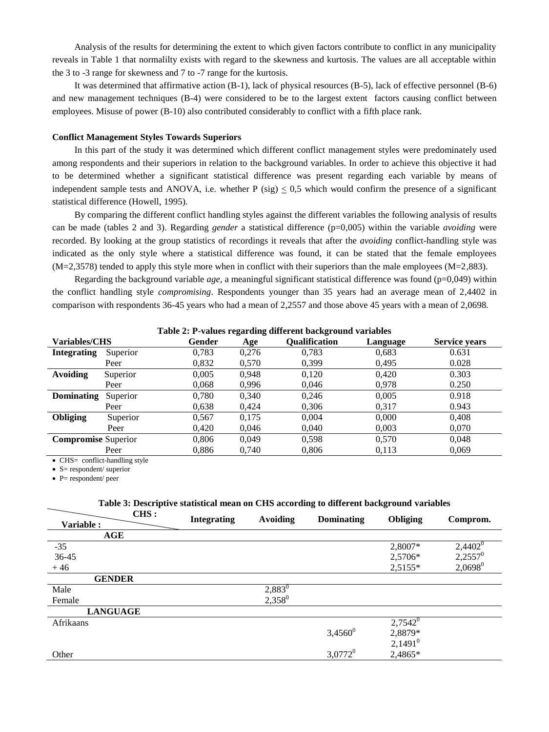Analysis of the results for determining the extent to which given factors contribute to conflict in any municipality reveals in Table 1 that normalilty exists with regard to the skewness and kurtosis. The values are all acceptable within the 3 to -3 range for skewness and 7 to -7 range for the kurtosis.

It was determined that affirmative action (B-1), lack of physical resources (B-5), lack of effective personnel (B-6) and new management techniques (B-4) were considered to be to the largest extent factors causing conflict between employees. Misuse of power (B-10) also contributed considerably to conflict with a fifth place rank.

**Conflict Management Styles Towards Superiors**

In this part of the study it was determined which different conflict management styles were predominately used among respondents and their superiors in relation to the background variables. In order to achieve this objective it had to be determined whether a significant statistical difference was present regarding each variable by means of independent sample tests and ANOVA, i.e. whether P (sig) $\leq$ 0,5 which would confirm the presence of a significant statistical difference (Howell, 1995).

By comparing the different conflict handling styles against the different variables the following analysis of results can be made (tables 2 and 3). Regarding *gender* a statistical difference (p=0,005) within the variable *avoiding* were recorded. By looking at the group statistics of recordings it reveals that after the *avoiding* conflict-handling style was indicated as the only style where a statistical difference was found, it can be stated that the female employees (M=2,3578) tended to apply this style more when in conflict with their superiors than the male employees (M=2,883).

Regarding the background variable *age*, a meaningful significant statistical difference was found (p=0,049) within the conflict handling style *compromising*. Respondents younger than 35 years had an average mean of 2,4402 in comparison with respondents 36-45 years who had a mean of 2,2557 and those above 45 years with a mean of 2,0698.

**Table 2: P-values regarding different background variables**

| Variables/CHS | | Gender | Age | Qualification | Language | Service years |
|---|---|---|---|---|---|---|
| **Integrating** | Superior | 0,783 | 0,276 | 0,783 | 0,683 | 0.631 |
| | Peer | 0,832 | 0,570 | 0,399 | 0,495 | 0.028 |
| **Avoiding** | Superior | 0,005 | 0,948 | 0,120 | 0,420 | 0.303 |
| | Peer | 0,068 | 0,996 | 0,046 | 0,978 | 0.250 |
| **Dominating** | Superior | 0,780 | 0,340 | 0,246 | 0,005 | 0.918 |
| | Peer | 0,638 | 0,424 | 0,306 | 0,317 | 0.943 |
| **Obliging** | Superior | 0,567 | 0,175 | 0,004 | 0,000 | 0,408 |
| | Peer | 0,420 | 0,046 | 0,040 | 0,003 | 0,070 |
| **Compromise** | Superior | 0,806 | 0,049 | 0,598 | 0,570 | 0,048 |
| | Peer | 0,886 | 0,740 | 0,806 | 0,113 | 0,069 |

- CHS= conflict-handling style
- S= respondent/ superior
- P= respondent/ peer

**Table 3: Descriptive statistical mean on CHS according to different background variables**

| Variable : / CHS : | Integrating | Avoiding | Dominating | Obliging | Comprom. |
|---|---|---|---|---|---|
| **AGE** | | | | | |
| -35 | | | | 2,8007* | $2,4402^0$ |
| 36-45 | | | | 2,5706* | $2,2557^0$ |
| + 46 | | | | 2,5155* | $2,0698^0$ |
| **GENDER** | | | | | |
| Male | | $2,883^0$ | | | |
| Female | | $2,358^0$ | | | |
| **LANGUAGE** | | | | | |
| Afrikaans | | | | $2,7542^0$ | |
| | | | $3,4560^0$ | 2,8879* | |
| | | | | $2,1491^0$ | |
| Other | | | $3,0772^0$ | 2,4865* | |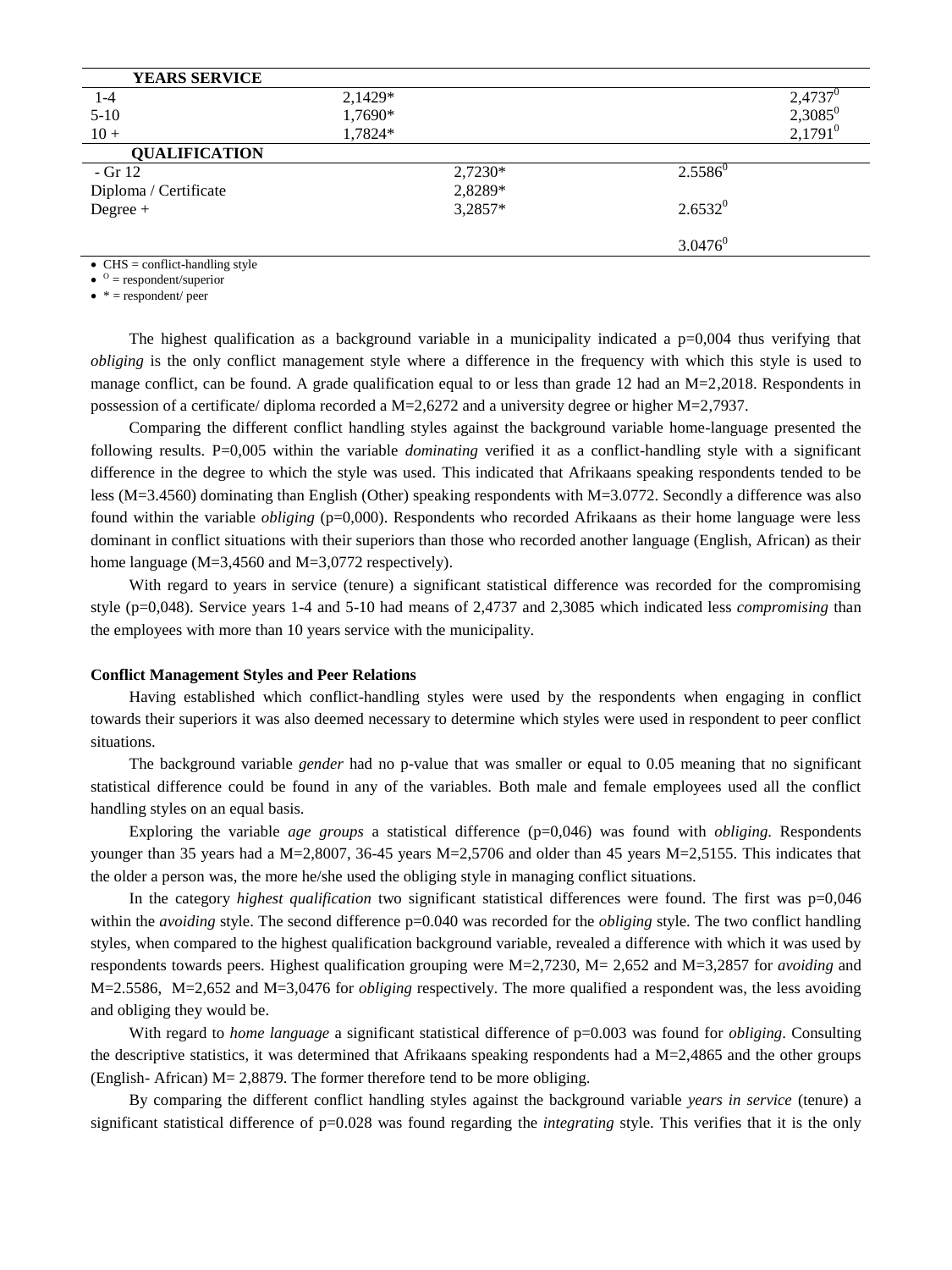| YEARS SERVICE | | | | |
|---|---|---|---|---|
| 1-4 | 2,1429* | | | $2,4737^{0}$ |
| 5-10 | 1,7690* | | | $2,3085^{0}$ |
| 10 + | 1,7824* | | | $2,1791^{0}$ |
| **QUALIFICATION** | | | | |
| - Gr 12 | | 2,7230* | $2.5586^{0}$ | |
| Diploma / Certificate | | 2,8289* | | |
| Degree + | | 3,2857* | $2.6532^{0}$ | |
| | | | $3.0476^{0}$ | |

- CHS = conflict-handling style
- $^{O}$ = respondent/superior
- * = respondent/ peer

The highest qualification as a background variable in a municipality indicated a p=0,004 thus verifying that *obliging* is the only conflict management style where a difference in the frequency with which this style is used to manage conflict, can be found. A grade qualification equal to or less than grade 12 had an M=2,2018. Respondents in possession of a certificate/ diploma recorded a M=2,6272 and a university degree or higher M=2,7937.

Comparing the different conflict handling styles against the background variable home-language presented the following results. P=0,005 within the variable *dominating* verified it as a conflict-handling style with a significant difference in the degree to which the style was used. This indicated that Afrikaans speaking respondents tended to be less (M=3.4560) dominating than English (Other) speaking respondents with M=3.0772. Secondly a difference was also found within the variable *obliging* (p=0,000). Respondents who recorded Afrikaans as their home language were less dominant in conflict situations with their superiors than those who recorded another language (English, African) as their home language (M=3,4560 and M=3,0772 respectively).

With regard to years in service (tenure) a significant statistical difference was recorded for the compromising style (p=0,048). Service years 1-4 and 5-10 had means of 2,4737 and 2,3085 which indicated less *compromising* than the employees with more than 10 years service with the municipality.

#### Conflict Management Styles and Peer Relations

Having established which conflict-handling styles were used by the respondents when engaging in conflict towards their superiors it was also deemed necessary to determine which styles were used in respondent to peer conflict situations.

The background variable *gender* had no p-value that was smaller or equal to 0.05 meaning that no significant statistical difference could be found in any of the variables. Both male and female employees used all the conflict handling styles on an equal basis.

Exploring the variable *age groups* a statistical difference (p=0,046) was found with *obliging*. Respondents younger than 35 years had a M=2,8007, 36-45 years M=2,5706 and older than 45 years M=2,5155. This indicates that the older a person was, the more he/she used the obliging style in managing conflict situations.

In the category *highest qualification* two significant statistical differences were found. The first was p=0,046 within the *avoiding* style. The second difference p=0.040 was recorded for the *obliging* style. The two conflict handling styles, when compared to the highest qualification background variable, revealed a difference with which it was used by respondents towards peers. Highest qualification grouping were M=2,7230, M= 2,652 and M=3,2857 for *avoiding* and M=2.5586, M=2,652 and M=3,0476 for *obliging* respectively. The more qualified a respondent was, the less avoiding and obliging they would be.

With regard to *home language* a significant statistical difference of p=0.003 was found for *obliging*. Consulting the descriptive statistics, it was determined that Afrikaans speaking respondents had a M=2,4865 and the other groups (English- African) M= 2,8879. The former therefore tend to be more obliging.

By comparing the different conflict handling styles against the background variable *years in service* (tenure) a significant statistical difference of p=0.028 was found regarding the *integrating* style. This verifies that it is the only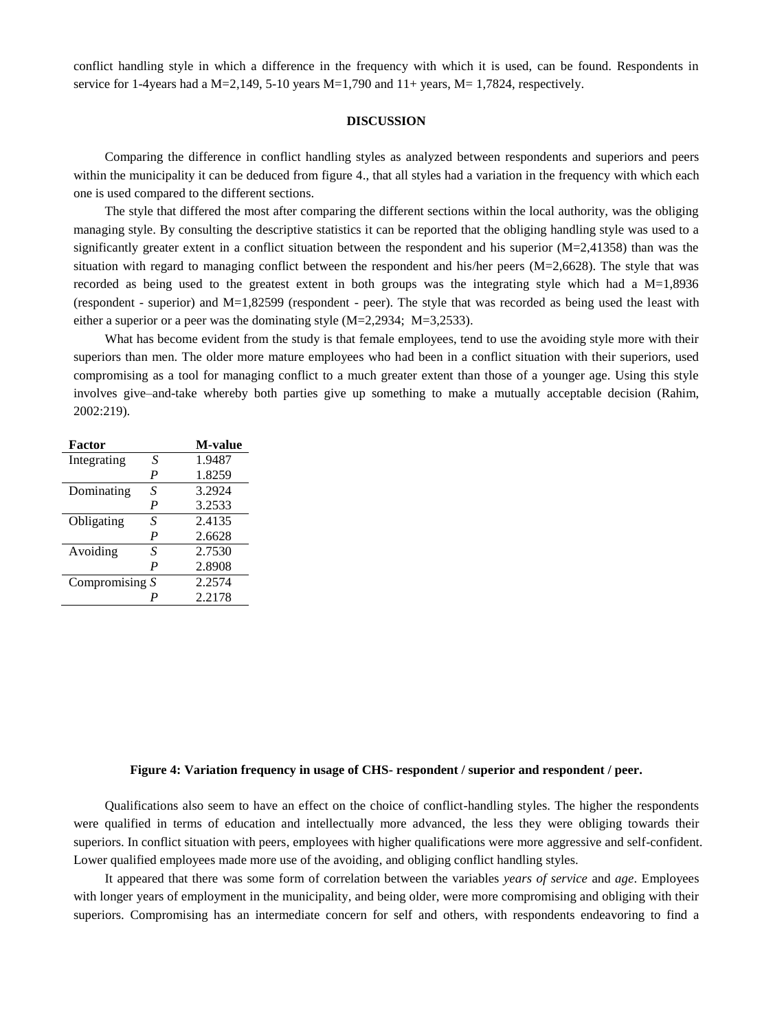conflict handling style in which a difference in the frequency with which it is used, can be found. Respondents in service for 1-4years had a M=2,149, 5-10 years M=1,790 and 11+ years, M= 1,7824, respectively.

## DISCUSSION

Comparing the difference in conflict handling styles as analyzed between respondents and superiors and peers within the municipality it can be deduced from figure 4., that all styles had a variation in the frequency with which each one is used compared to the different sections.

The style that differed the most after comparing the different sections within the local authority, was the obliging managing style. By consulting the descriptive statistics it can be reported that the obliging handling style was used to a significantly greater extent in a conflict situation between the respondent and his superior (M=2,41358) than was the situation with regard to managing conflict between the respondent and his/her peers (M=2,6628). The style that was recorded as being used to the greatest extent in both groups was the integrating style which had a M=1,8936 (respondent - superior) and M=1,82599 (respondent - peer). The style that was recorded as being used the least with either a superior or a peer was the dominating style (M=2,2934; M=3,2533).

What has become evident from the study is that female employees, tend to use the avoiding style more with their superiors than men. The older more mature employees who had been in a conflict situation with their superiors, used compromising as a tool for managing conflict to a much greater extent than those of a younger age. Using this style involves give–and-take whereby both parties give up something to make a mutually acceptable decision (Rahim, 2002:219).

| Factor | | M-value |
|---|---|---|
| Integrating | *S* | 1.9487 |
| | *P* | 1.8259 |
| Dominating | *S* | 3.2924 |
| | *P* | 3.2533 |
| Obligating | *S* | 2.4135 |
| | *P* | 2.6628 |
| Avoiding | *S* | 2.7530 |
| | *P* | 2.8908 |
| Compromising | *S* | 2.2574 |
| | *P* | 2.2178 |

**Figure 4: Variation frequency in usage of CHS- respondent / superior and respondent / peer.**

Qualifications also seem to have an effect on the choice of conflict-handling styles. The higher the respondents were qualified in terms of education and intellectually more advanced, the less they were obliging towards their superiors. In conflict situation with peers, employees with higher qualifications were more aggressive and self-confident. Lower qualified employees made more use of the avoiding, and obliging conflict handling styles.

It appeared that there was some form of correlation between the variables *years of service* and *age*. Employees with longer years of employment in the municipality, and being older, were more compromising and obliging with their superiors. Compromising has an intermediate concern for self and others, with respondents endeavoring to find a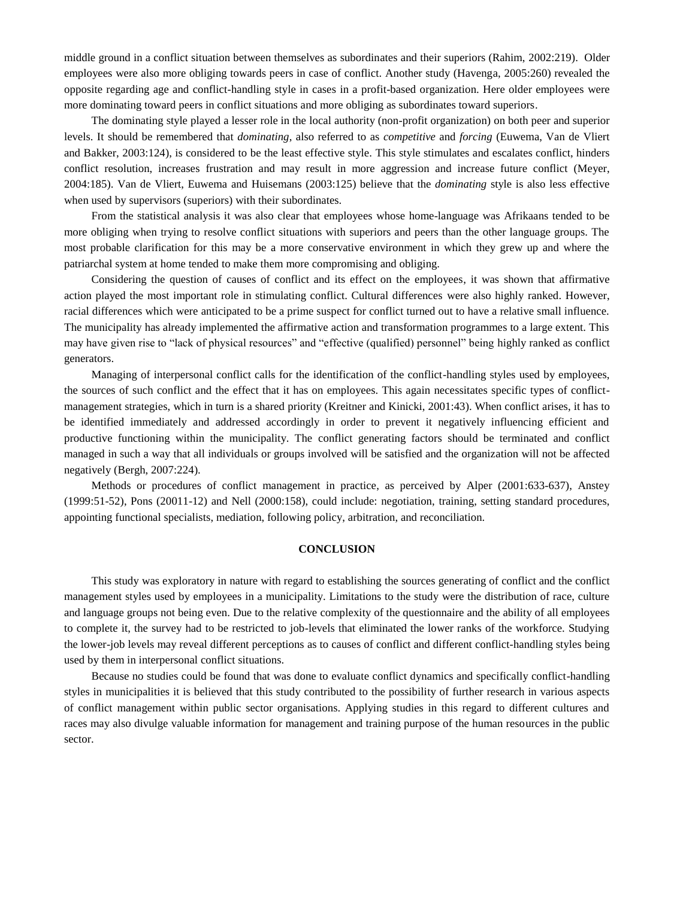middle ground in a conflict situation between themselves as subordinates and their superiors (Rahim, 2002:219). Older employees were also more obliging towards peers in case of conflict. Another study (Havenga, 2005:260) revealed the opposite regarding age and conflict-handling style in cases in a profit-based organization. Here older employees were more dominating toward peers in conflict situations and more obliging as subordinates toward superiors.

The dominating style played a lesser role in the local authority (non-profit organization) on both peer and superior levels. It should be remembered that *dominating*, also referred to as *competitive* and *forcing* (Euwema, Van de Vliert and Bakker, 2003:124), is considered to be the least effective style. This style stimulates and escalates conflict, hinders conflict resolution, increases frustration and may result in more aggression and increase future conflict (Meyer, 2004:185). Van de Vliert, Euwema and Huisemans (2003:125) believe that the *dominating* style is also less effective when used by supervisors (superiors) with their subordinates.

From the statistical analysis it was also clear that employees whose home-language was Afrikaans tended to be more obliging when trying to resolve conflict situations with superiors and peers than the other language groups. The most probable clarification for this may be a more conservative environment in which they grew up and where the patriarchal system at home tended to make them more compromising and obliging.

Considering the question of causes of conflict and its effect on the employees, it was shown that affirmative action played the most important role in stimulating conflict. Cultural differences were also highly ranked. However, racial differences which were anticipated to be a prime suspect for conflict turned out to have a relative small influence. The municipality has already implemented the affirmative action and transformation programmes to a large extent. This may have given rise to "lack of physical resources" and "effective (qualified) personnel" being highly ranked as conflict generators.

Managing of interpersonal conflict calls for the identification of the conflict-handling styles used by employees, the sources of such conflict and the effect that it has on employees. This again necessitates specific types of conflict-management strategies, which in turn is a shared priority (Kreitner and Kinicki, 2001:43). When conflict arises, it has to be identified immediately and addressed accordingly in order to prevent it negatively influencing efficient and productive functioning within the municipality. The conflict generating factors should be terminated and conflict managed in such a way that all individuals or groups involved will be satisfied and the organization will not be affected negatively (Bergh, 2007:224).

Methods or procedures of conflict management in practice, as perceived by Alper (2001:633-637), Anstey (1999:51-52), Pons (20011-12) and Nell (2000:158), could include: negotiation, training, setting standard procedures, appointing functional specialists, mediation, following policy, arbitration, and reconciliation.

## CONCLUSION

This study was exploratory in nature with regard to establishing the sources generating of conflict and the conflict management styles used by employees in a municipality. Limitations to the study were the distribution of race, culture and language groups not being even. Due to the relative complexity of the questionnaire and the ability of all employees to complete it, the survey had to be restricted to job-levels that eliminated the lower ranks of the workforce. Studying the lower-job levels may reveal different perceptions as to causes of conflict and different conflict-handling styles being used by them in interpersonal conflict situations.

Because no studies could be found that was done to evaluate conflict dynamics and specifically conflict-handling styles in municipalities it is believed that this study contributed to the possibility of further research in various aspects of conflict management within public sector organisations. Applying studies in this regard to different cultures and races may also divulge valuable information for management and training purpose of the human resources in the public sector.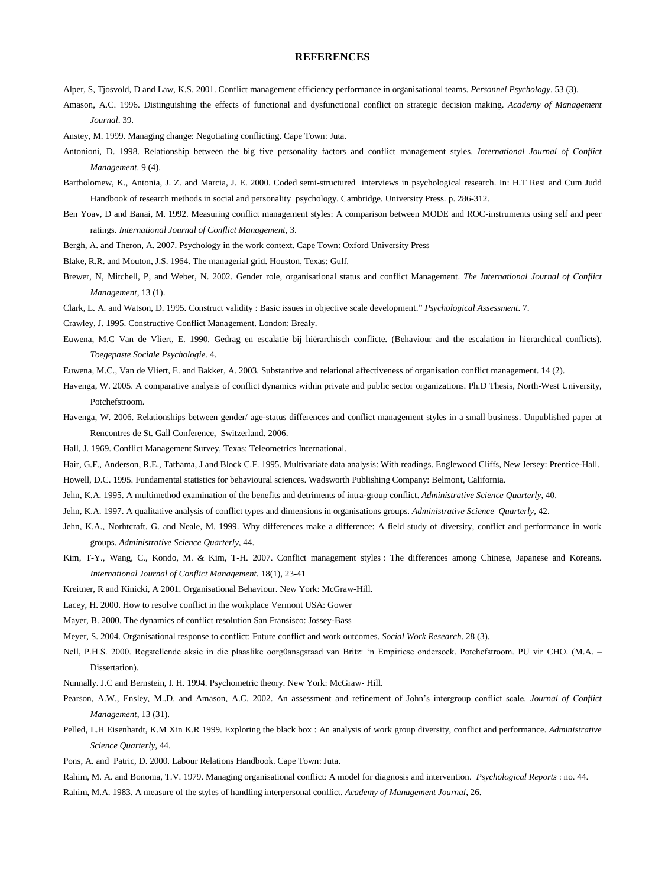## REFERENCES

Alper, S, Tjosvold, D and Law, K.S. 2001. Conflict management efficiency performance in organisational teams. *Personnel Psychology*. 53 (3).

Amason, A.C. 1996. Distinguishing the effects of functional and dysfunctional conflict on strategic decision making. *Academy of Management Journal*. 39.

Anstey, M. 1999. Managing change: Negotiating conflicting. Cape Town: Juta.

Antonioni, D. 1998. Relationship between the big five personality factors and conflict management styles. *International Journal of Conflict Management*. 9 (4).

Bartholomew, K., Antonia, J. Z. and Marcia, J. E. 2000. Coded semi-structured interviews in psychological research. In: H.T Resi and Cum Judd Handbook of research methods in social and personality psychology. Cambridge. University Press. p. 286-312.

Ben Yoav, D and Banai, M. 1992. Measuring conflict management styles: A comparison between MODE and ROC-instruments using self and peer ratings. *International Journal of Conflict Management*, 3.

Bergh, A. and Theron, A. 2007. Psychology in the work context. Cape Town: Oxford University Press

Blake, R.R. and Mouton, J.S. 1964. The managerial grid. Houston, Texas: Gulf.

Brewer, N, Mitchell, P, and Weber, N. 2002. Gender role, organisational status and conflict Management. *The International Journal of Conflict Management*, 13 (1).

Clark, L. A. and Watson, D. 1995. Construct validity : Basic issues in objective scale development." *Psychological Assessment*. 7.

Crawley, J. 1995. Constructive Conflict Management. London: Brealy.

Euwena, M.C Van de Vliert, E. 1990. Gedrag en escalatie bij hiërarchisch conflicte. (Behaviour and the escalation in hierarchical conflicts). *Toegepaste Sociale Psychologie*. 4.

Euwena, M.C., Van de Vliert, E. and Bakker, A. 2003. Substantive and relational affectiveness of organisation conflict management. 14 (2).

Havenga, W. 2005. A comparative analysis of conflict dynamics within private and public sector organizations. Ph.D Thesis, North-West University, Potchefstroom.

Havenga, W. 2006. Relationships between gender/ age-status differences and conflict management styles in a small business. Unpublished paper at Rencontres de St. Gall Conference, Switzerland. 2006.

Hall, J. 1969. Conflict Management Survey, Texas: Teleometrics International.

Hair, G.F., Anderson, R.E., Tathama, J and Block C.F. 1995. Multivariate data analysis: With readings. Englewood Cliffs, New Jersey: Prentice-Hall.

Howell, D.C. 1995. Fundamental statistics for behavioural sciences. Wadsworth Publishing Company: Belmont, California.

Jehn, K.A. 1995. A multimethod examination of the benefits and detriments of intra-group conflict. *Administrative Science Quarterly*, 40.

Jehn, K.A. 1997. A qualitative analysis of conflict types and dimensions in organisations groups. *Administrative Science Quarterly*, 42.

Jehn, K.A., Norhtcraft. G. and Neale, M. 1999. Why differences make a difference: A field study of diversity, conflict and performance in work groups. *Administrative Science Quarterly*, 44.

Kim, T-Y., Wang, C., Kondo, M. & Kim, T-H. 2007. Conflict management styles : The differences among Chinese, Japanese and Koreans. *International Journal of Conflict Management*. 18(1), 23-41

Kreitner, R and Kinicki, A 2001. Organisational Behaviour. New York: McGraw-Hill.

Lacey, H. 2000. How to resolve conflict in the workplace Vermont USA: Gower

Mayer, B. 2000. The dynamics of conflict resolution San Fransisco: Jossey-Bass

Meyer, S. 2004. Organisational response to conflict: Future conflict and work outcomes. *Social Work Research*. 28 (3).

Nell, P.H.S. 2000. Regstellende aksie in die plaaslike oorg0ansgsraad van Britz: 'n Empiriese ondersoek. Potchefstroom. PU vir CHO. (M.A. – Dissertation).

Nunnally. J.C and Bernstein, I. H. 1994. Psychometric theory. New York: McGraw- Hill.

Pearson, A.W., Ensley, M..D. and Amason, A.C. 2002. An assessment and refinement of John's intergroup conflict scale. *Journal of Conflict Management*, 13 (31).

Pelled, L.H Eisenhardt, K.M Xin K.R 1999. Exploring the black box : An analysis of work group diversity, conflict and performance. *Administrative Science Quarterly*, 44.

Pons, A. and Patric, D. 2000. Labour Relations Handbook. Cape Town: Juta.

Rahim, M. A. and Bonoma, T.V. 1979. Managing organisational conflict: A model for diagnosis and intervention. *Psychological Reports* : no. 44.

Rahim, M.A. 1983. A measure of the styles of handling interpersonal conflict. *Academy of Management Journal*, 26.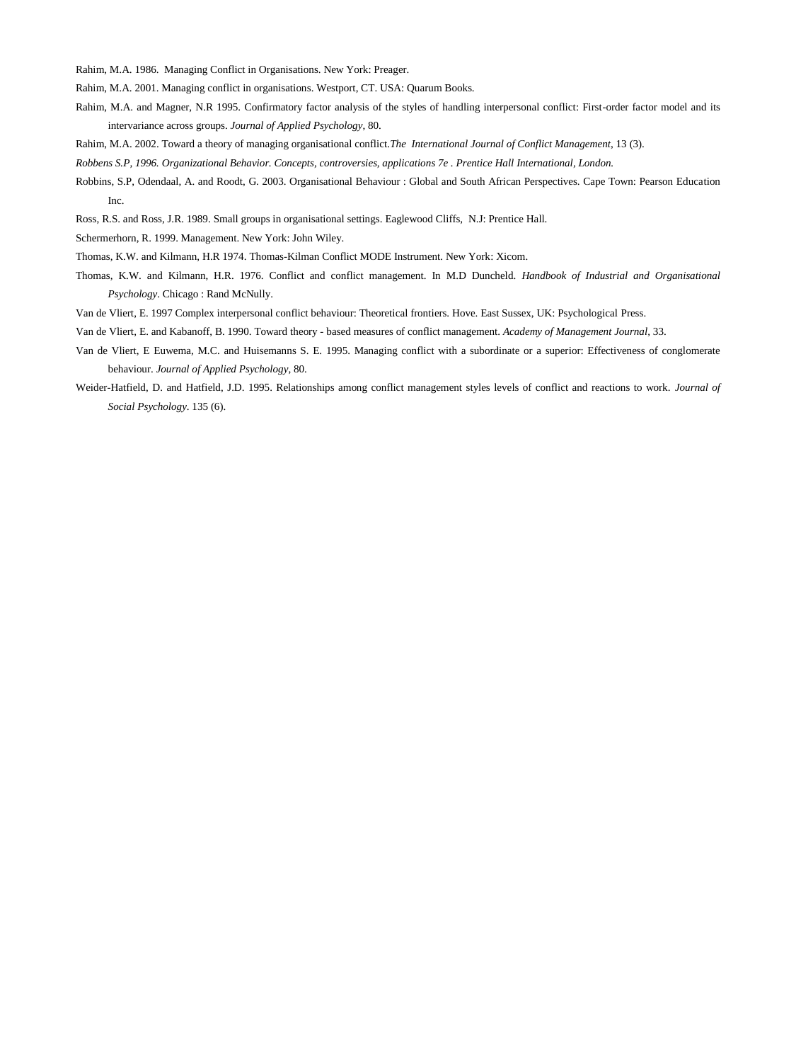Rahim, M.A. 1986. Managing Conflict in Organisations. New York: Preager.

Rahim, M.A. 2001. Managing conflict in organisations. Westport, CT. USA: Quarum Books.

Rahim, M.A. and Magner, N.R 1995. Confirmatory factor analysis of the styles of handling interpersonal conflict: First-order factor model and its intervariance across groups. *Journal of Applied Psychology*, 80.

Rahim, M.A. 2002. Toward a theory of managing organisational conflict.*The International Journal of Conflict Management*, 13 (3).

*Robbens S.P, 1996. Organizational Behavior. Concepts, controversies, applications 7e . Prentice Hall International, London.*

Robbins, S.P, Odendaal, A. and Roodt, G. 2003. Organisational Behaviour : Global and South African Perspectives. Cape Town: Pearson Education Inc.

Ross, R.S. and Ross, J.R. 1989. Small groups in organisational settings. Eaglewood Cliffs, N.J: Prentice Hall.

Schermerhorn, R. 1999. Management. New York: John Wiley.

Thomas, K.W. and Kilmann, H.R 1974. Thomas-Kilman Conflict MODE Instrument. New York: Xicom.

Thomas, K.W. and Kilmann, H.R. 1976. Conflict and conflict management. In M.D Duncheld. *Handbook of Industrial and Organisational Psychology*. Chicago : Rand McNully.

Van de Vliert, E. 1997 Complex interpersonal conflict behaviour: Theoretical frontiers. Hove. East Sussex, UK: Psychological Press.

Van de Vliert, E. and Kabanoff, B. 1990. Toward theory - based measures of conflict management. *Academy of Management Journal*, 33.

Van de Vliert, E Euwema, M.C. and Huisemanns S. E. 1995. Managing conflict with a subordinate or a superior: Effectiveness of conglomerate behaviour. *Journal of Applied Psychology*, 80.

Weider-Hatfield, D. and Hatfield, J.D. 1995. Relationships among conflict management styles levels of conflict and reactions to work. *Journal of Social Psychology*. 135 (6).